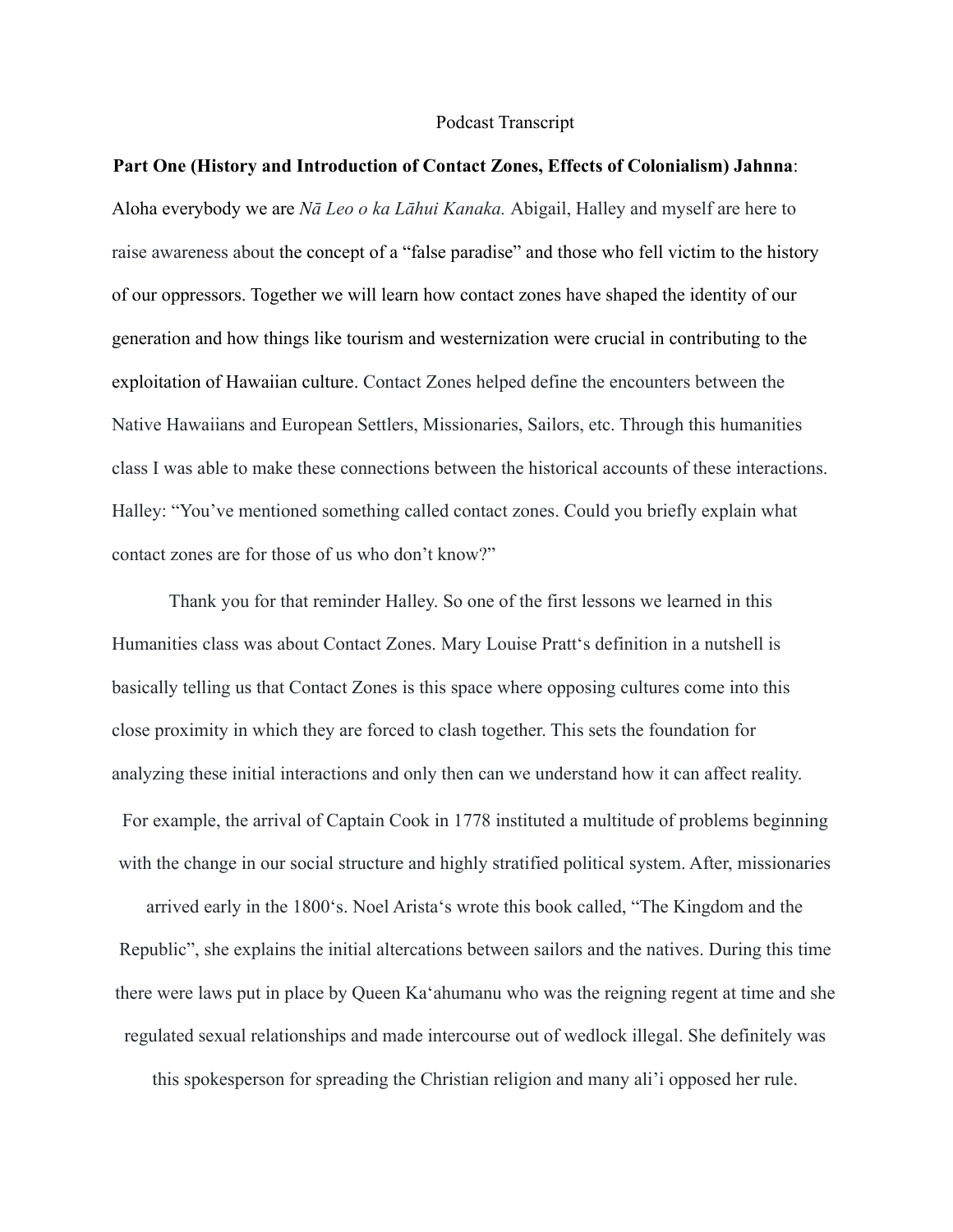Podcast Transcript

**Part One (History and Introduction of Contact Zones, Effects of Colonialism) Jahnna**: Aloha everybody we are *Nā Leo o ka Lāhui Kanaka.* Abigail, Halley and myself are here to raise awareness about the concept of a "false paradise" and those who fell victim to the history of our oppressors. Together we will learn how contact zones have shaped the identity of our generation and how things like tourism and westernization were crucial in contributing to the exploitation of Hawaiian culture. Contact Zones helped define the encounters between the Native Hawaiians and European Settlers, Missionaries, Sailors, etc. Through this humanities class I was able to make these connections between the historical accounts of these interactions.

Halley: "You've mentioned something called contact zones. Could you briefly explain what contact zones are for those of us who don't know?"

Thank you for that reminder Halley. So one of the first lessons we learned in this Humanities class was about Contact Zones. Mary Louise Pratt's definition in a nutshell is basically telling us that Contact Zones is this space where opposing cultures come into this close proximity in which they are forced to clash together. This sets the foundation for analyzing these initial interactions and only then can we understand how it can affect reality. For example, the arrival of Captain Cook in 1778 instituted a multitude of problems beginning with the change in our social structure and highly stratified political system. After, missionaries arrived early in the 1800's. Noel Arista's wrote this book called, "The Kingdom and the Republic", she explains the initial altercations between sailors and the natives. During this time there were laws put in place by Queen Ka'ahumanu who was the reigning regent at time and she regulated sexual relationships and made intercourse out of wedlock illegal. She definitely was this spokesperson for spreading the Christian religion and many ali'i opposed her rule.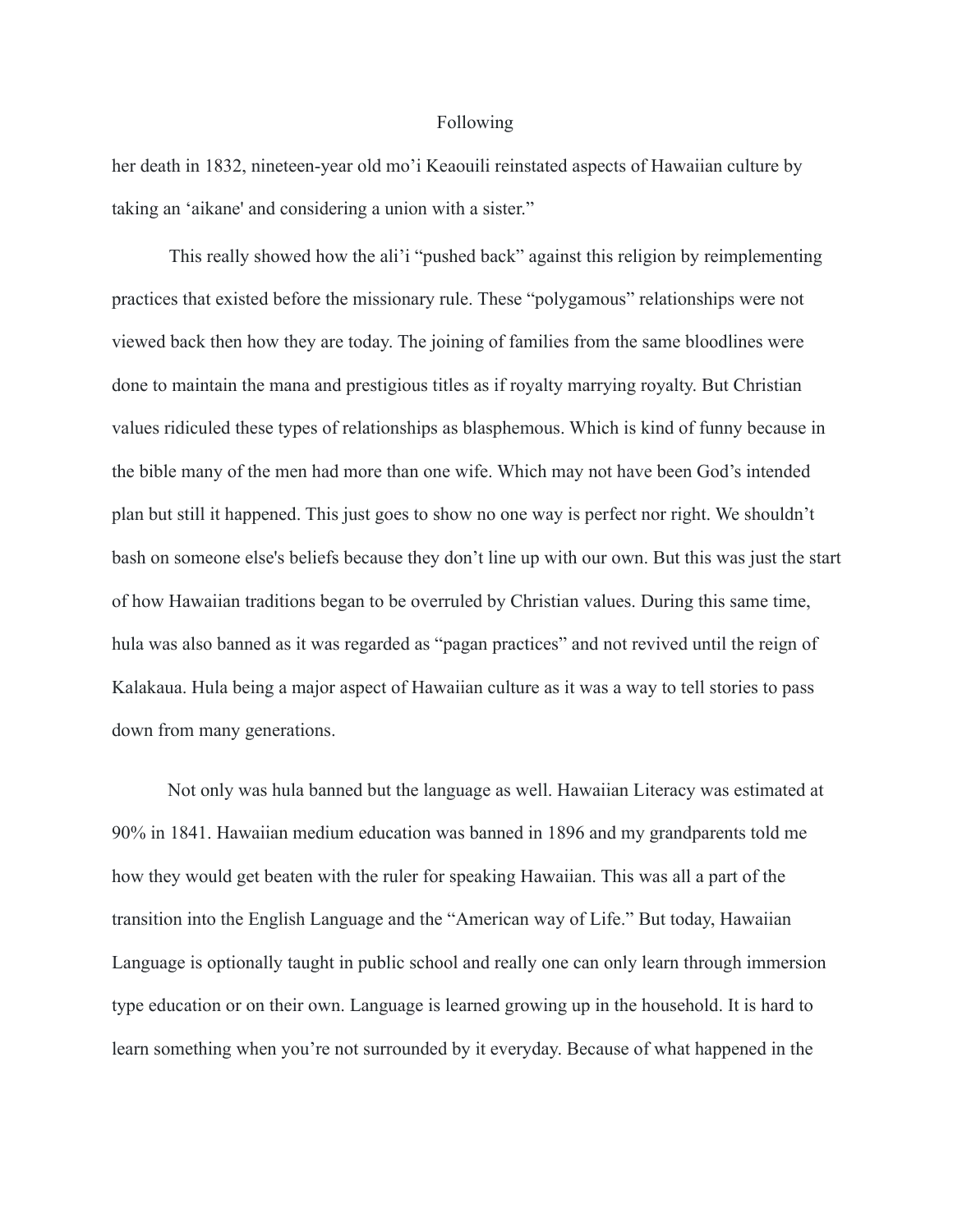Following

her death in 1832, nineteen-year old mo'i Keaouili reinstated aspects of Hawaiian culture by taking an 'aikane' and considering a union with a sister."

This really showed how the ali'i "pushed back" against this religion by reimplementing practices that existed before the missionary rule. These "polygamous" relationships were not viewed back then how they are today. The joining of families from the same bloodlines were done to maintain the mana and prestigious titles as if royalty marrying royalty. But Christian values ridiculed these types of relationships as blasphemous. Which is kind of funny because in the bible many of the men had more than one wife. Which may not have been God's intended plan but still it happened. This just goes to show no one way is perfect nor right. We shouldn't bash on someone else's beliefs because they don't line up with our own. But this was just the start of how Hawaiian traditions began to be overruled by Christian values. During this same time, hula was also banned as it was regarded as "pagan practices" and not revived until the reign of Kalakaua. Hula being a major aspect of Hawaiian culture as it was a way to tell stories to pass down from many generations.

Not only was hula banned but the language as well. Hawaiian Literacy was estimated at 90% in 1841. Hawaiian medium education was banned in 1896 and my grandparents told me how they would get beaten with the ruler for speaking Hawaiian. This was all a part of the transition into the English Language and the "American way of Life." But today, Hawaiian Language is optionally taught in public school and really one can only learn through immersion type education or on their own. Language is learned growing up in the household. It is hard to learn something when you're not surrounded by it everyday. Because of what happened in the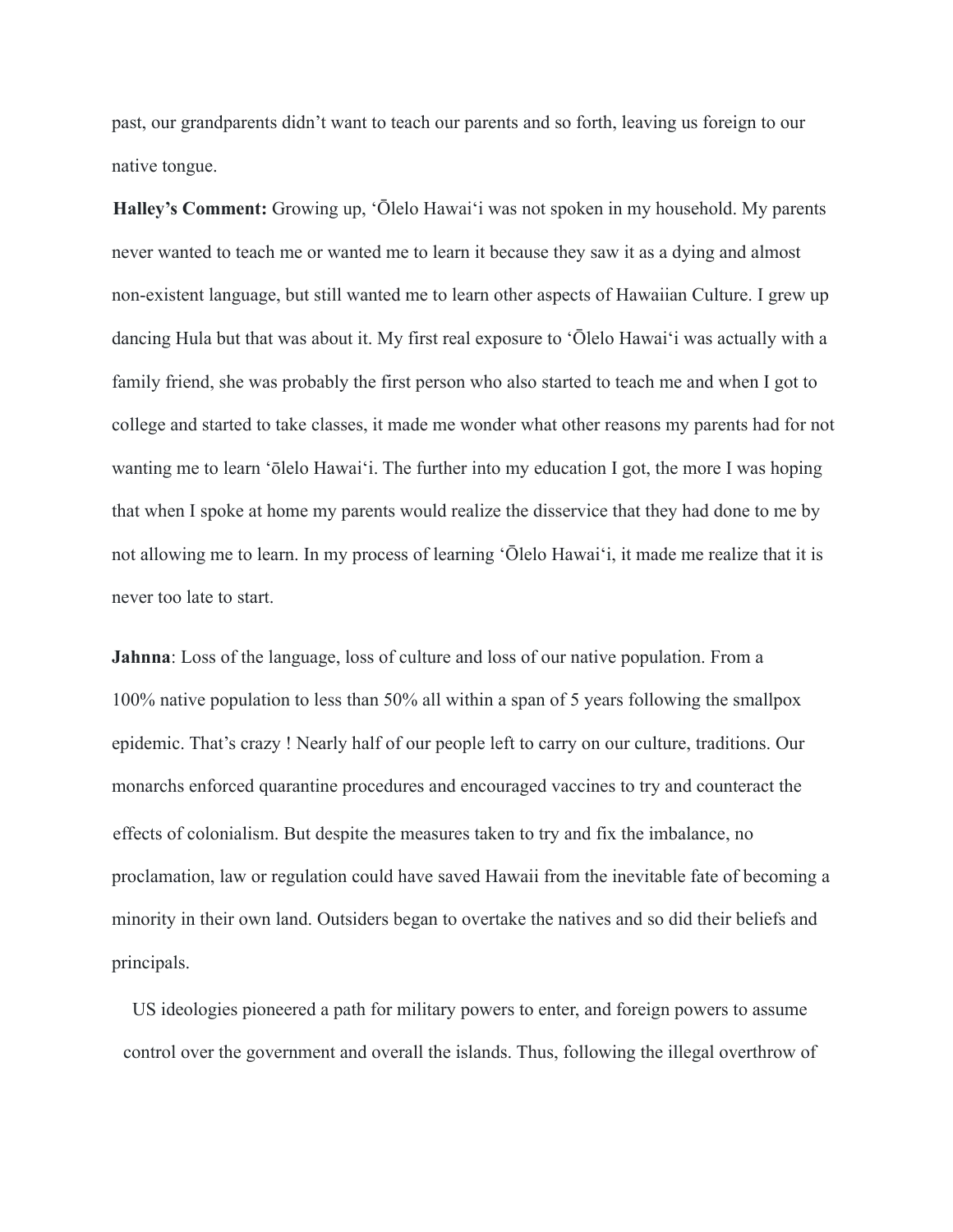past, our grandparents didn't want to teach our parents and so forth, leaving us foreign to our native tongue.

**Halley's Comment:** Growing up, ʻŌlelo Hawaiʻi was not spoken in my household. My parents never wanted to teach me or wanted me to learn it because they saw it as a dying and almost non-existent language, but still wanted me to learn other aspects of Hawaiian Culture. I grew up dancing Hula but that was about it. My first real exposure to ʻŌlelo Hawaiʻi was actually with a family friend, she was probably the first person who also started to teach me and when I got to college and started to take classes, it made me wonder what other reasons my parents had for not wanting me to learn ʻōlelo Hawaiʻi. The further into my education I got, the more I was hoping that when I spoke at home my parents would realize the disservice that they had done to me by not allowing me to learn. In my process of learning ʻŌlelo Hawaiʻi, it made me realize that it is never too late to start.

**Jahnna**: Loss of the language, loss of culture and loss of our native population. From a 100% native population to less than 50% all within a span of 5 years following the smallpox epidemic. That's crazy ! Nearly half of our people left to carry on our culture, traditions. Our monarchs enforced quarantine procedures and encouraged vaccines to try and counteract the effects of colonialism. But despite the measures taken to try and fix the imbalance, no proclamation, law or regulation could have saved Hawaii from the inevitable fate of becoming a minority in their own land. Outsiders began to overtake the natives and so did their beliefs and principals.

US ideologies pioneered a path for military powers to enter, and foreign powers to assume control over the government and overall the islands. Thus, following the illegal overthrow of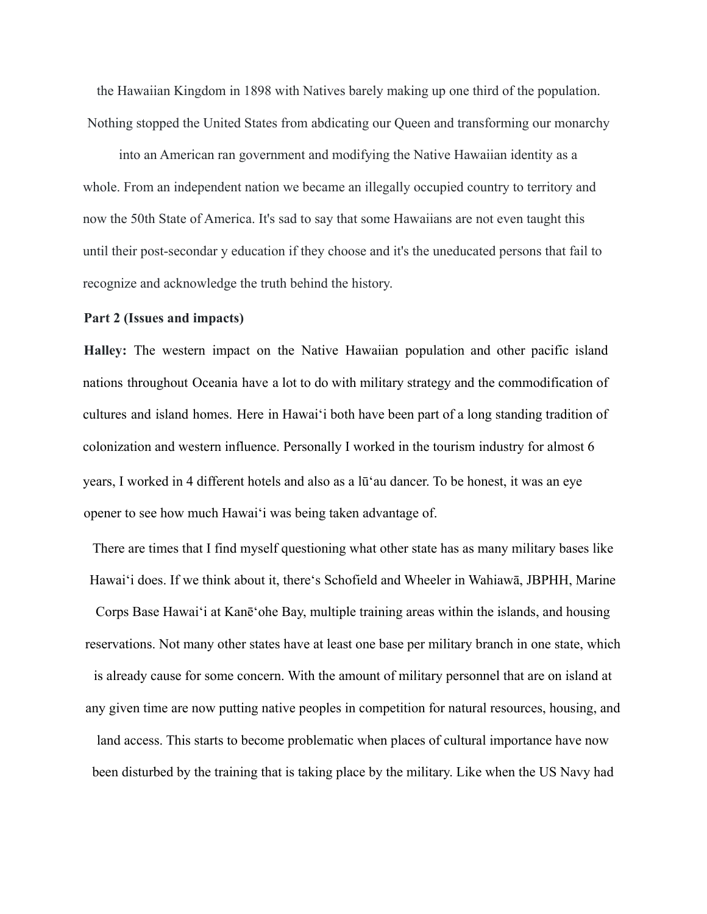the Hawaiian Kingdom in 1898 with Natives barely making up one third of the population. Nothing stopped the United States from abdicating our Queen and transforming our monarchy into an American ran government and modifying the Native Hawaiian identity as a whole. From an independent nation we became an illegally occupied country to territory and now the 50th State of America. It's sad to say that some Hawaiians are not even taught this until their post-secondar y education if they choose and it's the uneducated persons that fail to recognize and acknowledge the truth behind the history.

**Part 2 (Issues and impacts)**

**Halley:** The western impact on the Native Hawaiian population and other pacific island nations throughout Oceania have a lot to do with military strategy and the commodification of cultures and island homes. Here in Hawaiʻi both have been part of a long standing tradition of colonization and western influence. Personally I worked in the tourism industry for almost 6 years, I worked in 4 different hotels and also as a lūʻau dancer. To be honest, it was an eye opener to see how much Hawaiʻi was being taken advantage of.

There are times that I find myself questioning what other state has as many military bases like Hawaiʻi does. If we think about it, there's Schofield and Wheeler in Wahiawā, JBPHH, Marine Corps Base Hawaiʻi at Kanēʻohe Bay, multiple training areas within the islands, and housing reservations. Not many other states have at least one base per military branch in one state, which is already cause for some concern. With the amount of military personnel that are on island at any given time are now putting native peoples in competition for natural resources, housing, and land access. This starts to become problematic when places of cultural importance have now been disturbed by the training that is taking place by the military. Like when the US Navy had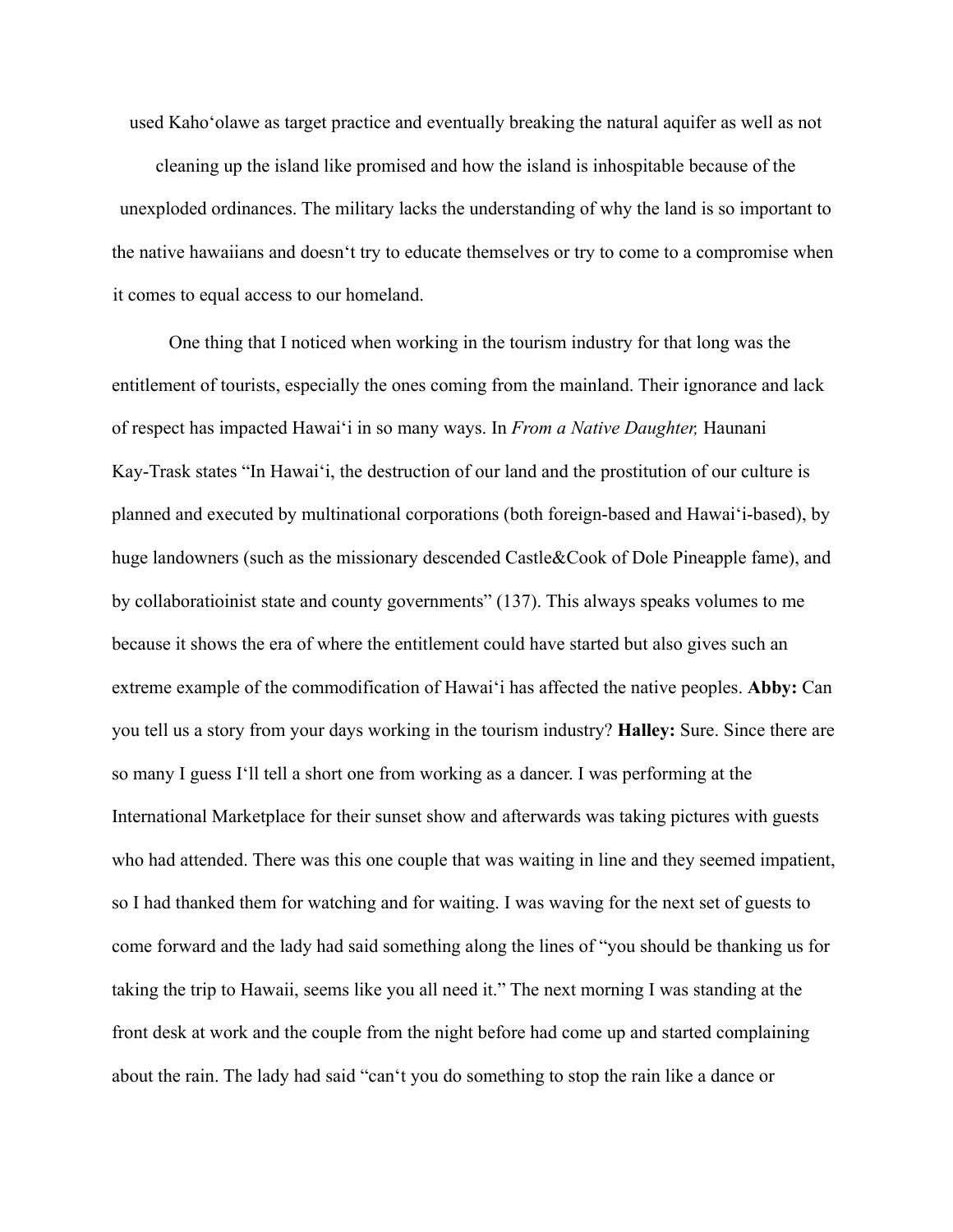used Kahoʻolawe as target practice and eventually breaking the natural aquifer as well as not cleaning up the island like promised and how the island is inhospitable because of the unexploded ordinances. The military lacks the understanding of why the land is so important to the native hawaiians and doesnʻt try to educate themselves or try to come to a compromise when it comes to equal access to our homeland.

One thing that I noticed when working in the tourism industry for that long was the entitlement of tourists, especially the ones coming from the mainland. Their ignorance and lack of respect has impacted Hawaiʻi in so many ways. In *From a Native Daughter,* Haunani Kay-Trask states "In Hawaiʻi, the destruction of our land and the prostitution of our culture is planned and executed by multinational corporations (both foreign-based and Hawaiʻi-based), by huge landowners (such as the missionary descended Castle&Cook of Dole Pineapple fame), and by collaboratioinist state and county governments" (137). This always speaks volumes to me because it shows the era of where the entitlement could have started but also gives such an extreme example of the commodification of Hawaiʻi has affected the native peoples. **Abby:** Can you tell us a story from your days working in the tourism industry? **Halley:** Sure. Since there are so many I guess Iʻll tell a short one from working as a dancer. I was performing at the International Marketplace for their sunset show and afterwards was taking pictures with guests who had attended. There was this one couple that was waiting in line and they seemed impatient, so I had thanked them for watching and for waiting. I was waving for the next set of guests to come forward and the lady had said something along the lines of "you should be thanking us for taking the trip to Hawaii, seems like you all need it." The next morning I was standing at the front desk at work and the couple from the night before had come up and started complaining about the rain. The lady had said "canʻt you do something to stop the rain like a dance or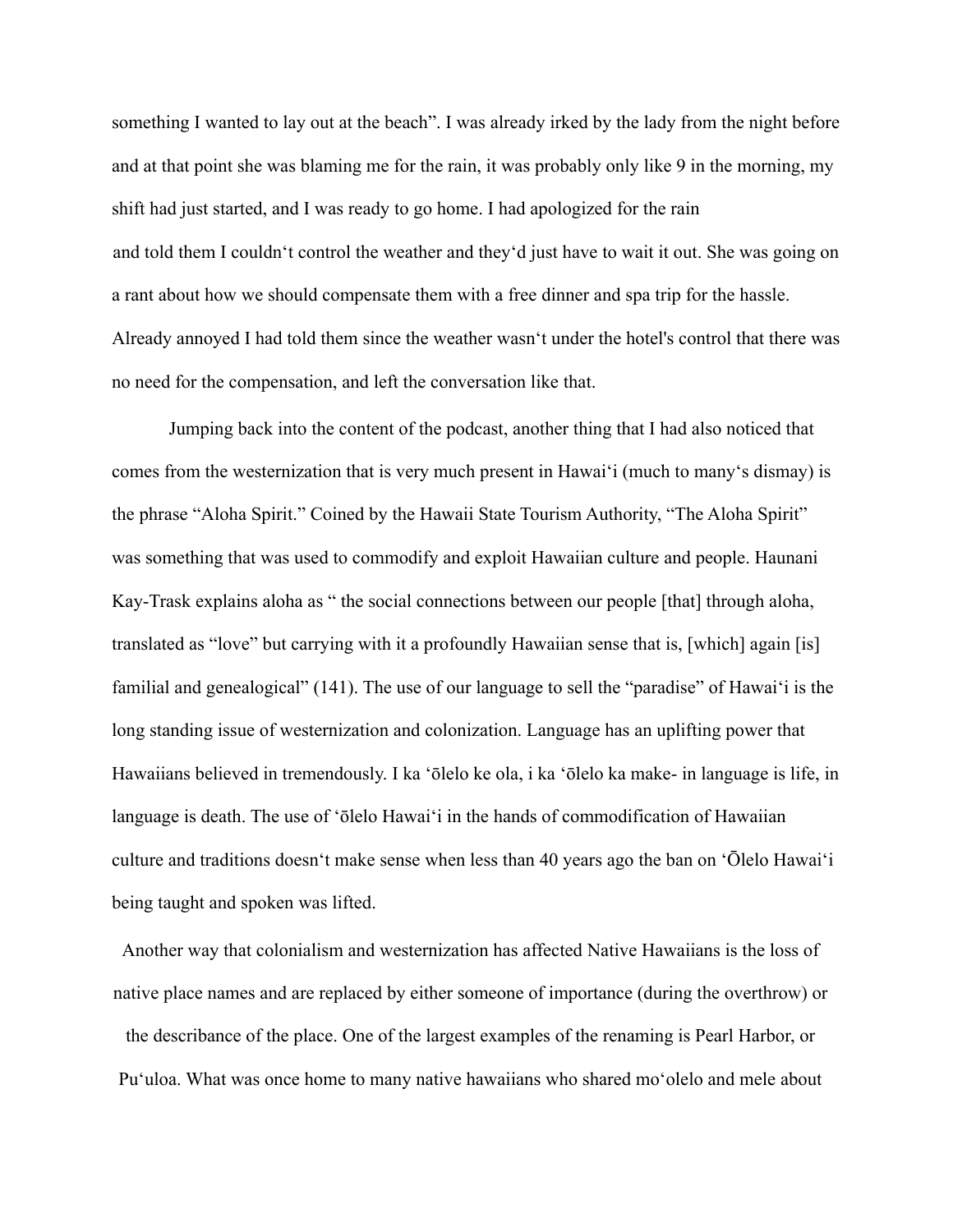something I wanted to lay out at the beach". I was already irked by the lady from the night before and at that point she was blaming me for the rain, it was probably only like 9 in the morning, my shift had just started, and I was ready to go home. I had apologized for the rain and told them I couldn‘t control the weather and they‘d just have to wait it out. She was going on a rant about how we should compensate them with a free dinner and spa trip for the hassle. Already annoyed I had told them since the weather wasn‘t under the hotel's control that there was no need for the compensation, and left the conversation like that.

Jumping back into the content of the podcast, another thing that I had also noticed that comes from the westernization that is very much present in Hawaiʻi (much to many‘s dismay) is the phrase "Aloha Spirit." Coined by the Hawaii State Tourism Authority, "The Aloha Spirit" was something that was used to commodify and exploit Hawaiian culture and people. Haunani Kay-Trask explains aloha as " the social connections between our people [that] through aloha, translated as "love" but carrying with it a profoundly Hawaiian sense that is, [which] again [is] familial and genealogical" (141). The use of our language to sell the "paradise" of Hawaiʻi is the long standing issue of westernization and colonization. Language has an uplifting power that Hawaiians believed in tremendously. I ka ʻōlelo ke ola, i ka ʻōlelo ka make- in language is life, in language is death. The use of ʻōlelo Hawaiʻi in the hands of commodification of Hawaiian culture and traditions doesn‘t make sense when less than 40 years ago the ban on ʻŌlelo Hawaiʻi being taught and spoken was lifted.

Another way that colonialism and westernization has affected Native Hawaiians is the loss of native place names and are replaced by either someone of importance (during the overthrow) or the describance of the place. One of the largest examples of the renaming is Pearl Harbor, or Puʻuloa. What was once home to many native hawaiians who shared moʻolelo and mele about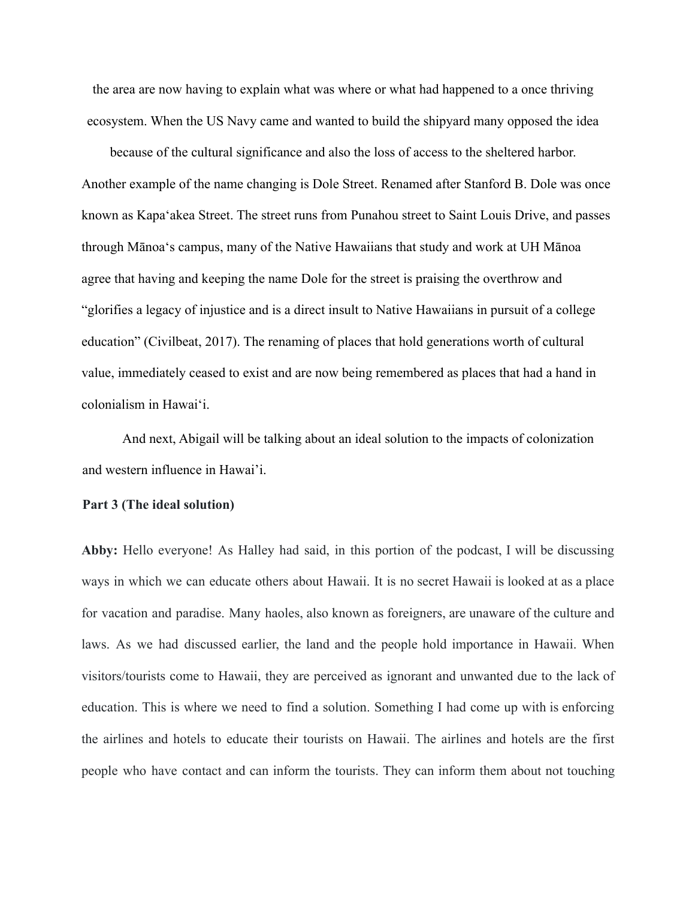the area are now having to explain what was where or what had happened to a once thriving ecosystem. When the US Navy came and wanted to build the shipyard many opposed the idea because of the cultural significance and also the loss of access to the sheltered harbor. Another example of the name changing is Dole Street. Renamed after Stanford B. Dole was once known as Kapaʻakea Street. The street runs from Punahou street to Saint Louis Drive, and passes through Mānoaʻs campus, many of the Native Hawaiians that study and work at UH Mānoa agree that having and keeping the name Dole for the street is praising the overthrow and "glorifies a legacy of injustice and is a direct insult to Native Hawaiians in pursuit of a college education" (Civilbeat, 2017). The renaming of places that hold generations worth of cultural value, immediately ceased to exist and are now being remembered as places that had a hand in colonialism in Hawaiʻi.

And next, Abigail will be talking about an ideal solution to the impacts of colonization and western influence in Hawai'i.

**Part 3 (The ideal solution)**

**Abby:** Hello everyone! As Halley had said, in this portion of the podcast, I will be discussing ways in which we can educate others about Hawaii. It is no secret Hawaii is looked at as a place for vacation and paradise. Many haoles, also known as foreigners, are unaware of the culture and laws. As we had discussed earlier, the land and the people hold importance in Hawaii. When visitors/tourists come to Hawaii, they are perceived as ignorant and unwanted due to the lack of education. This is where we need to find a solution. Something I had come up with is enforcing the airlines and hotels to educate their tourists on Hawaii. The airlines and hotels are the first people who have contact and can inform the tourists. They can inform them about not touching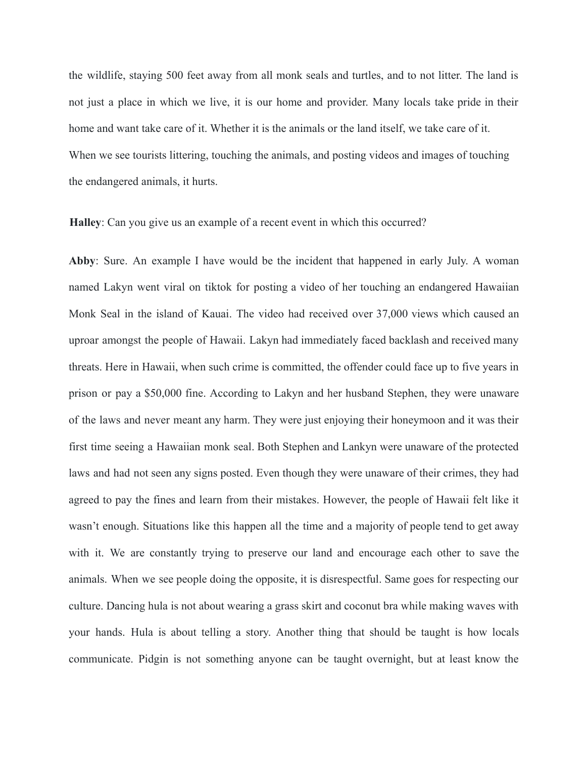the wildlife, staying 500 feet away from all monk seals and turtles, and to not litter. The land is not just a place in which we live, it is our home and provider. Many locals take pride in their home and want take care of it. Whether it is the animals or the land itself, we take care of it. When we see tourists littering, touching the animals, and posting videos and images of touching the endangered animals, it hurts.

**Halley**: Can you give us an example of a recent event in which this occurred?

**Abby**: Sure. An example I have would be the incident that happened in early July. A woman named Lakyn went viral on tiktok for posting a video of her touching an endangered Hawaiian Monk Seal in the island of Kauai. The video had received over 37,000 views which caused an uproar amongst the people of Hawaii. Lakyn had immediately faced backlash and received many threats. Here in Hawaii, when such crime is committed, the offender could face up to five years in prison or pay a $50,000 fine. According to Lakyn and her husband Stephen, they were unaware of the laws and never meant any harm. They were just enjoying their honeymoon and it was their first time seeing a Hawaiian monk seal. Both Stephen and Lankyn were unaware of the protected laws and had not seen any signs posted. Even though they were unaware of their crimes, they had agreed to pay the fines and learn from their mistakes. However, the people of Hawaii felt like it wasn't enough. Situations like this happen all the time and a majority of people tend to get away with it. We are constantly trying to preserve our land and encourage each other to save the animals. When we see people doing the opposite, it is disrespectful. Same goes for respecting our culture. Dancing hula is not about wearing a grass skirt and coconut bra while making waves with your hands. Hula is about telling a story. Another thing that should be taught is how locals communicate. Pidgin is not something anyone can be taught overnight, but at least know the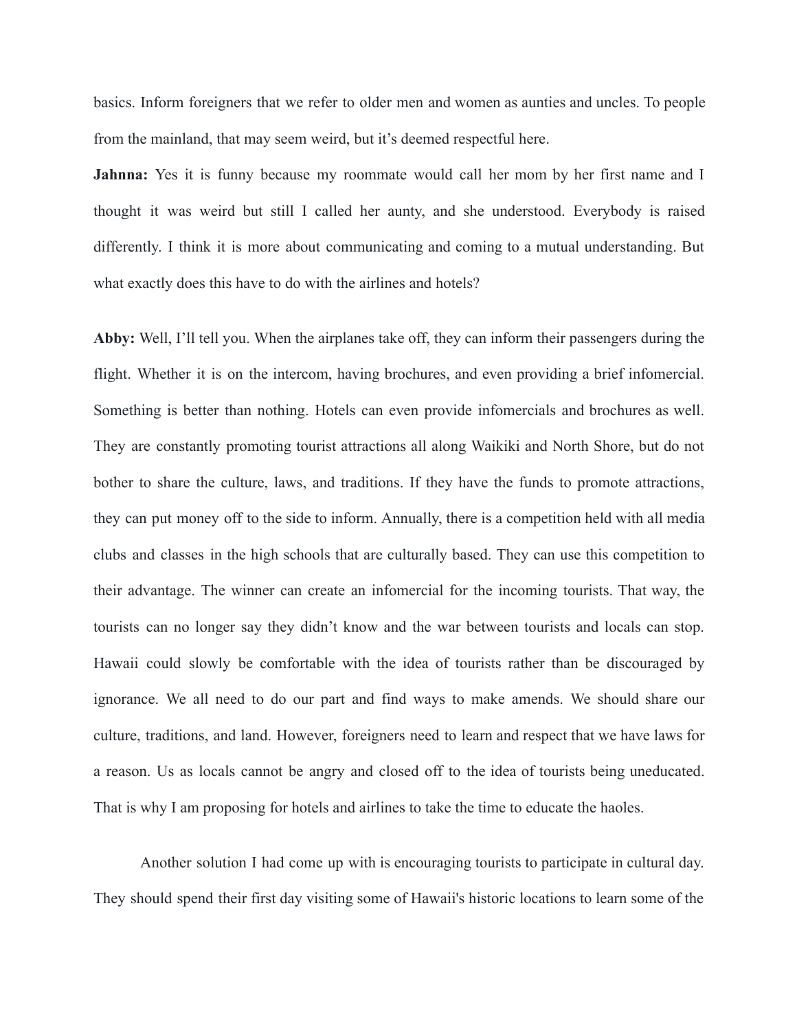basics. Inform foreigners that we refer to older men and women as aunties and uncles. To people from the mainland, that may seem weird, but it's deemed respectful here.

**Jahnna:** Yes it is funny because my roommate would call her mom by her first name and I thought it was weird but still I called her aunty, and she understood. Everybody is raised differently. I think it is more about communicating and coming to a mutual understanding. But what exactly does this have to do with the airlines and hotels?

**Abby:** Well, I'll tell you. When the airplanes take off, they can inform their passengers during the flight. Whether it is on the intercom, having brochures, and even providing a brief infomercial. Something is better than nothing. Hotels can even provide infomercials and brochures as well. They are constantly promoting tourist attractions all along Waikiki and North Shore, but do not bother to share the culture, laws, and traditions. If they have the funds to promote attractions, they can put money off to the side to inform. Annually, there is a competition held with all media clubs and classes in the high schools that are culturally based. They can use this competition to their advantage. The winner can create an infomercial for the incoming tourists. That way, the tourists can no longer say they didn't know and the war between tourists and locals can stop. Hawaii could slowly be comfortable with the idea of tourists rather than be discouraged by ignorance. We all need to do our part and find ways to make amends. We should share our culture, traditions, and land. However, foreigners need to learn and respect that we have laws for a reason. Us as locals cannot be angry and closed off to the idea of tourists being uneducated. That is why I am proposing for hotels and airlines to take the time to educate the haoles.

Another solution I had come up with is encouraging tourists to participate in cultural day. They should spend their first day visiting some of Hawaii's historic locations to learn some of the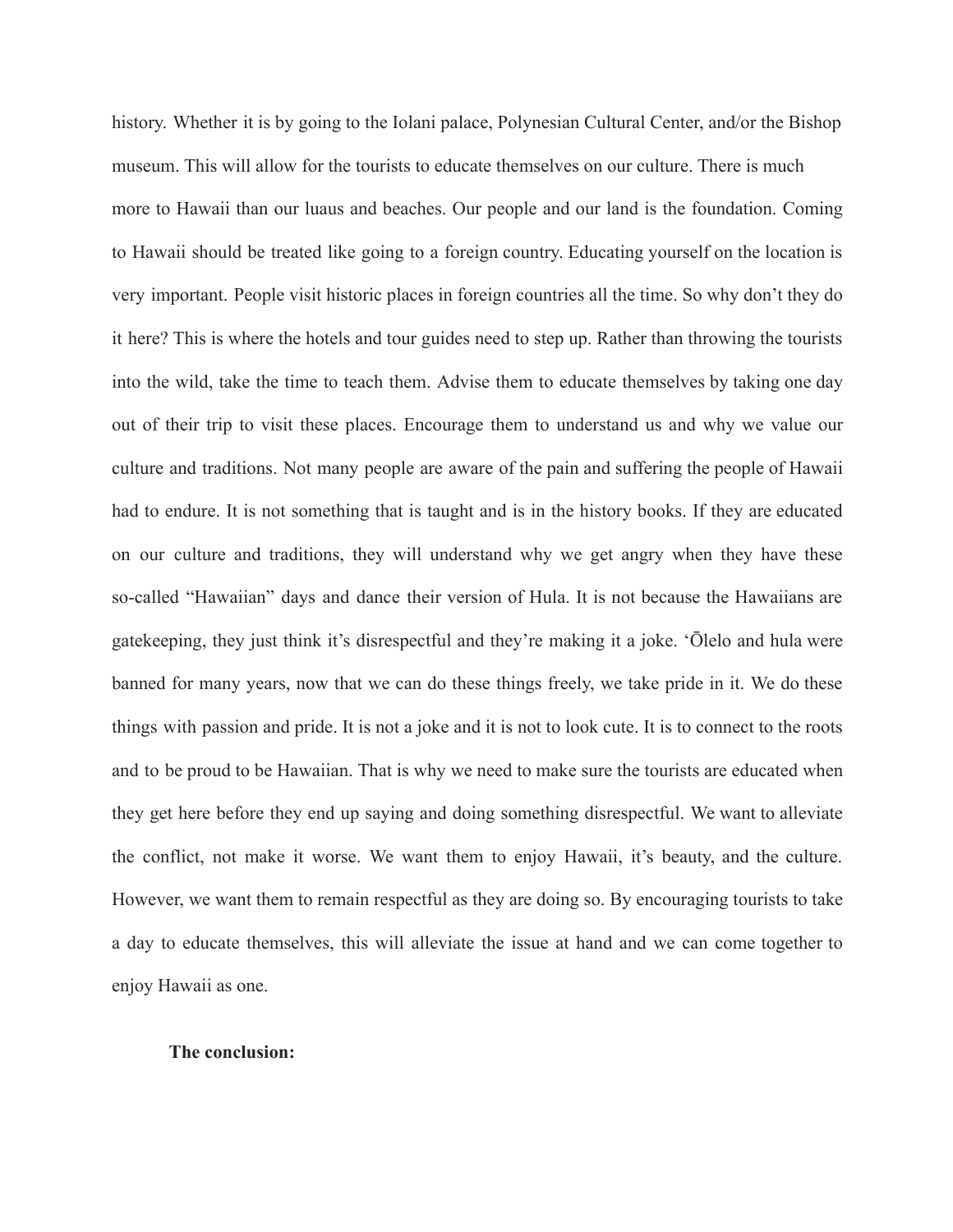history. Whether it is by going to the Iolani palace, Polynesian Cultural Center, and/or the Bishop museum. This will allow for the tourists to educate themselves on our culture. There is much more to Hawaii than our luaus and beaches. Our people and our land is the foundation. Coming to Hawaii should be treated like going to a foreign country. Educating yourself on the location is very important. People visit historic places in foreign countries all the time. So why don't they do it here? This is where the hotels and tour guides need to step up. Rather than throwing the tourists into the wild, take the time to teach them. Advise them to educate themselves by taking one day out of their trip to visit these places. Encourage them to understand us and why we value our culture and traditions. Not many people are aware of the pain and suffering the people of Hawaii had to endure. It is not something that is taught and is in the history books. If they are educated on our culture and traditions, they will understand why we get angry when they have these so-called "Hawaiian" days and dance their version of Hula. It is not because the Hawaiians are gatekeeping, they just think it's disrespectful and they're making it a joke. 'Ōlelo and hula were banned for many years, now that we can do these things freely, we take pride in it. We do these things with passion and pride. It is not a joke and it is not to look cute. It is to connect to the roots and to be proud to be Hawaiian. That is why we need to make sure the tourists are educated when they get here before they end up saying and doing something disrespectful. We want to alleviate the conflict, not make it worse. We want them to enjoy Hawaii, it's beauty, and the culture. However, we want them to remain respectful as they are doing so. By encouraging tourists to take a day to educate themselves, this will alleviate the issue at hand and we can come together to enjoy Hawaii as one.

**The conclusion:**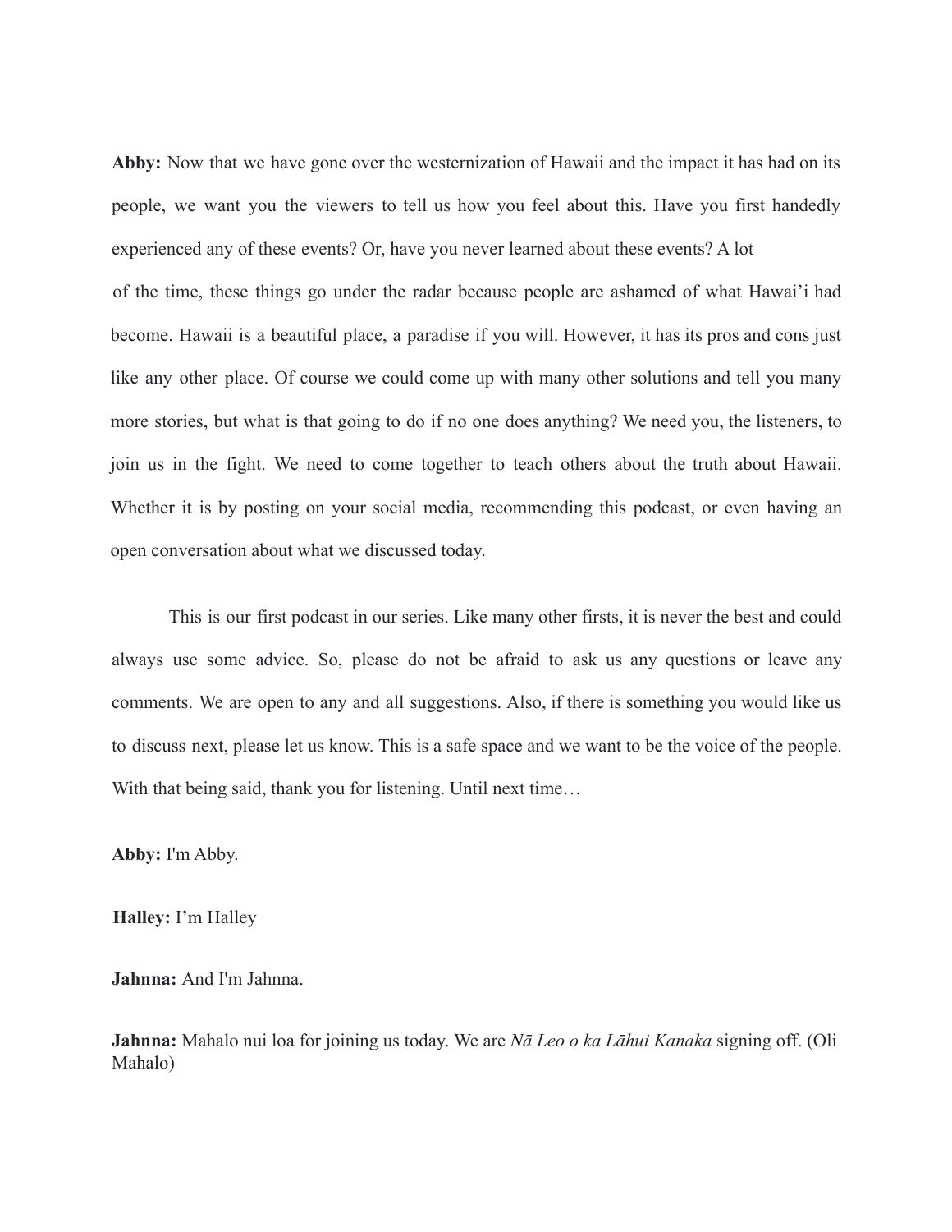**Abby:** Now that we have gone over the westernization of Hawaii and the impact it has had on its people, we want you the viewers to tell us how you feel about this. Have you first handedly experienced any of these events? Or, have you never learned about these events? A lot of the time, these things go under the radar because people are ashamed of what Hawai'i had become. Hawaii is a beautiful place, a paradise if you will. However, it has its pros and cons just like any other place. Of course we could come up with many other solutions and tell you many more stories, but what is that going to do if no one does anything? We need you, the listeners, to join us in the fight. We need to come together to teach others about the truth about Hawaii. Whether it is by posting on your social media, recommending this podcast, or even having an open conversation about what we discussed today.

This is our first podcast in our series. Like many other firsts, it is never the best and could always use some advice. So, please do not be afraid to ask us any questions or leave any comments. We are open to any and all suggestions. Also, if there is something you would like us to discuss next, please let us know. This is a safe space and we want to be the voice of the people. With that being said, thank you for listening. Until next time…

**Abby:** I'm Abby.

**Halley:** I'm Halley

**Jahnna:** And I'm Jahnna.

**Jahnna:** Mahalo nui loa for joining us today. We are *Nā Leo o ka Lāhui Kanaka* signing off. (Oli Mahalo)